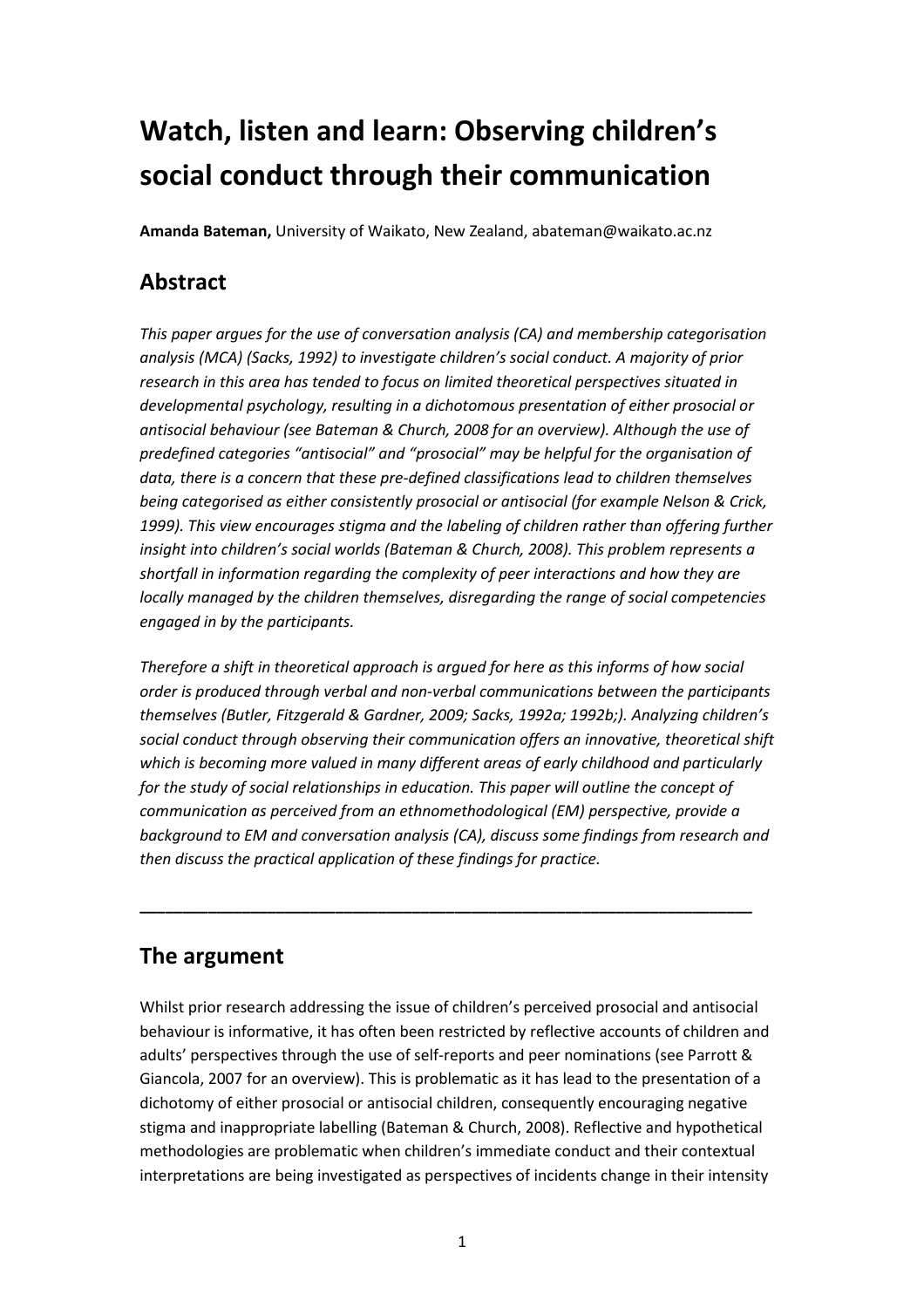# Watch, listen and learn: Observing children's social conduct through their communication

**Amanda Bateman,** University of Waikato, New Zealand, abateman@waikato.ac.nz

## Abstract

*This paper argues for the use of conversation analysis (CA) and membership categorisation analysis (MCA) (Sacks, 1992) to investigate children's social conduct. A majority of prior research in this area has tended to focus on limited theoretical perspectives situated in developmental psychology, resulting in a dichotomous presentation of either prosocial or antisocial behaviour (see Bateman & Church, 2008 for an overview). Although the use of predefined categories "antisocial" and "prosocial" may be helpful for the organisation of data, there is a concern that these pre-defined classifications lead to children themselves being categorised as either consistently prosocial or antisocial (for example Nelson & Crick, 1999). This view encourages stigma and the labeling of children rather than offering further insight into children's social worlds (Bateman & Church, 2008). This problem represents a shortfall in information regarding the complexity of peer interactions and how they are locally managed by the children themselves, disregarding the range of social competencies engaged in by the participants.*

*Therefore a shift in theoretical approach is argued for here as this informs of how social order is produced through verbal and non-verbal communications between the participants themselves (Butler, Fitzgerald & Gardner, 2009; Sacks, 1992a; 1992b;). Analyzing children's social conduct through observing their communication offers an innovative, theoretical shift which is becoming more valued in many different areas of early childhood and particularly for the study of social relationships in education. This paper will outline the concept of communication as perceived from an ethnomethodological (EM) perspective, provide a background to EM and conversation analysis (CA), discuss some findings from research and then discuss the practical application of these findings for practice.*

---

## The argument

Whilst prior research addressing the issue of children's perceived prosocial and antisocial behaviour is informative, it has often been restricted by reflective accounts of children and adults' perspectives through the use of self-reports and peer nominations (see Parrott & Giancola, 2007 for an overview). This is problematic as it has lead to the presentation of a dichotomy of either prosocial or antisocial children, consequently encouraging negative stigma and inappropriate labelling (Bateman & Church, 2008). Reflective and hypothetical methodologies are problematic when children's immediate conduct and their contextual interpretations are being investigated as perspectives of incidents change in their intensity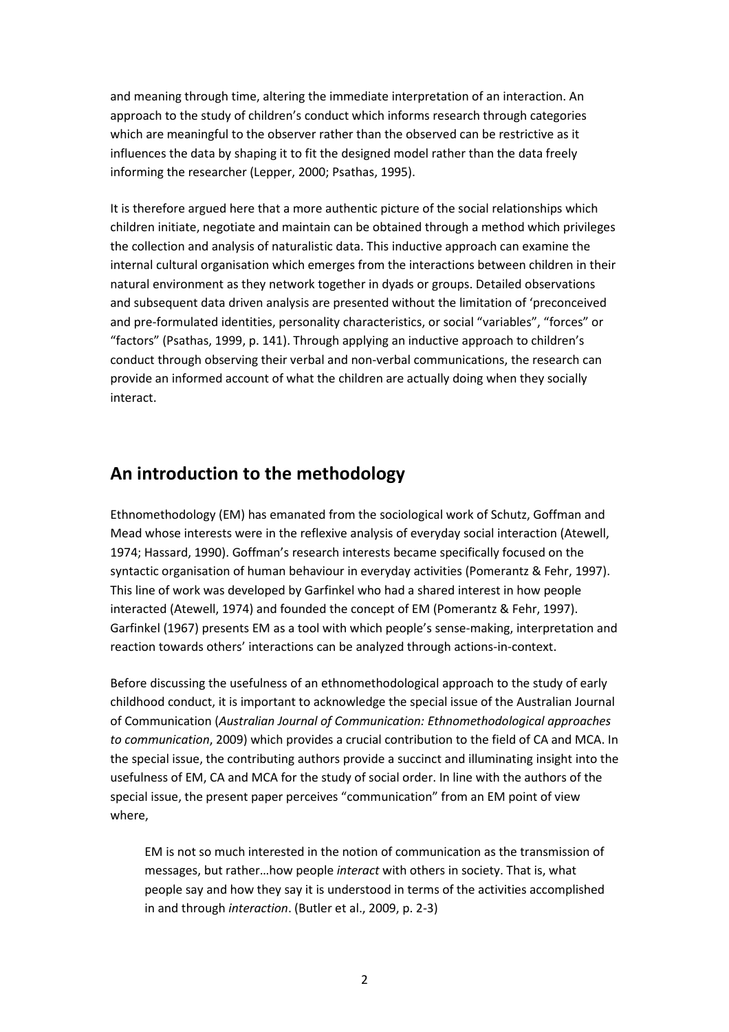and meaning through time, altering the immediate interpretation of an interaction. An approach to the study of children's conduct which informs research through categories which are meaningful to the observer rather than the observed can be restrictive as it influences the data by shaping it to fit the designed model rather than the data freely informing the researcher (Lepper, 2000; Psathas, 1995).

It is therefore argued here that a more authentic picture of the social relationships which children initiate, negotiate and maintain can be obtained through a method which privileges the collection and analysis of naturalistic data. This inductive approach can examine the internal cultural organisation which emerges from the interactions between children in their natural environment as they network together in dyads or groups. Detailed observations and subsequent data driven analysis are presented without the limitation of 'preconceived and pre-formulated identities, personality characteristics, or social "variables", "forces" or "factors" (Psathas, 1999, p. 141). Through applying an inductive approach to children's conduct through observing their verbal and non-verbal communications, the research can provide an informed account of what the children are actually doing when they socially interact.

## An introduction to the methodology

Ethnomethodology (EM) has emanated from the sociological work of Schutz, Goffman and Mead whose interests were in the reflexive analysis of everyday social interaction (Atewell, 1974; Hassard, 1990). Goffman's research interests became specifically focused on the syntactic organisation of human behaviour in everyday activities (Pomerantz & Fehr, 1997). This line of work was developed by Garfinkel who had a shared interest in how people interacted (Atewell, 1974) and founded the concept of EM (Pomerantz & Fehr, 1997). Garfinkel (1967) presents EM as a tool with which people's sense-making, interpretation and reaction towards others' interactions can be analyzed through actions-in-context.

Before discussing the usefulness of an ethnomethodological approach to the study of early childhood conduct, it is important to acknowledge the special issue of the Australian Journal of Communication (*Australian Journal of Communication: Ethnomethodological approaches to communication*, 2009) which provides a crucial contribution to the field of CA and MCA. In the special issue, the contributing authors provide a succinct and illuminating insight into the usefulness of EM, CA and MCA for the study of social order. In line with the authors of the special issue, the present paper perceives "communication" from an EM point of view where,

> EM is not so much interested in the notion of communication as the transmission of messages, but rather…how people *interact* with others in society. That is, what people say and how they say it is understood in terms of the activities accomplished in and through *interaction*. (Butler et al., 2009, p. 2-3)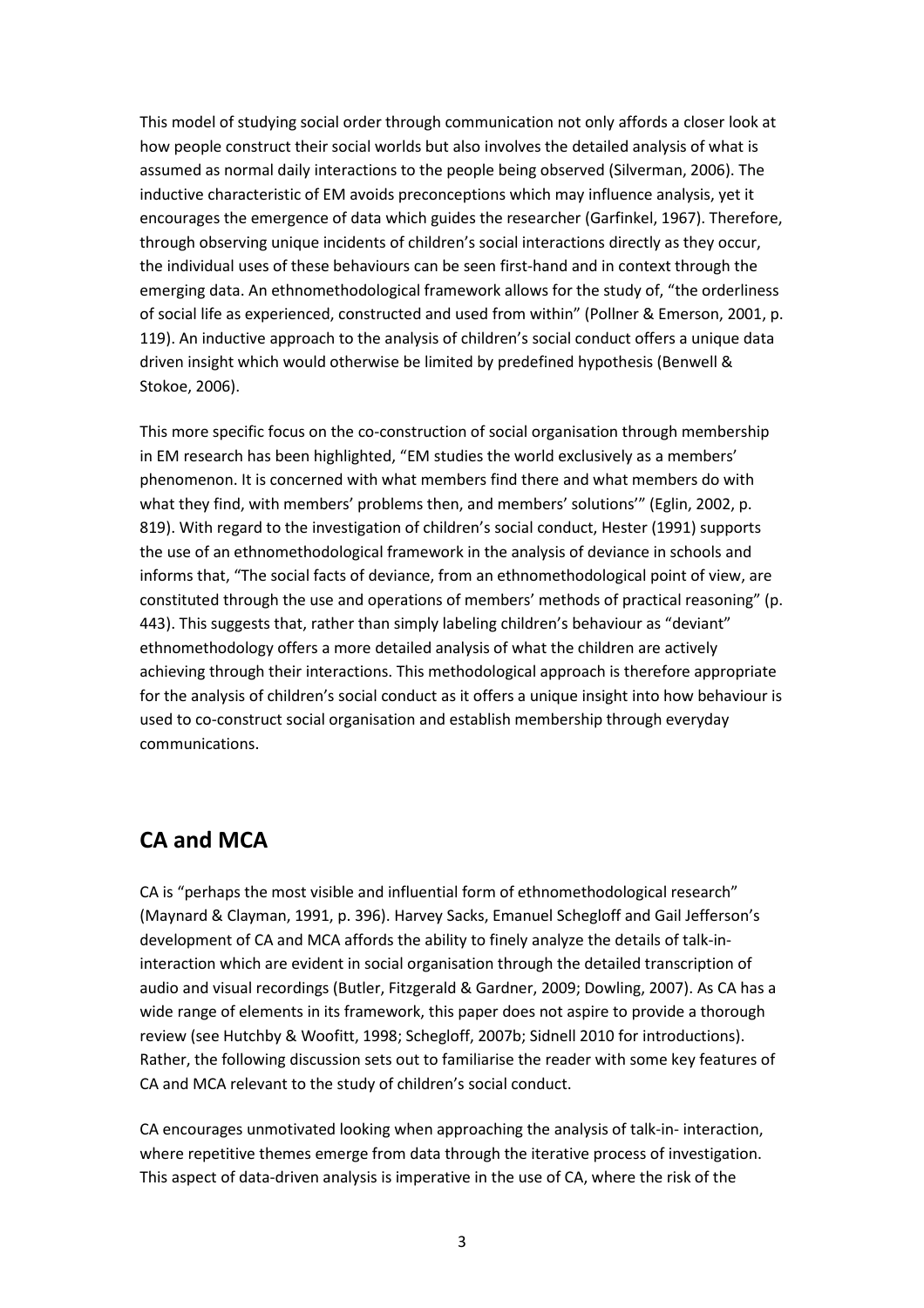This model of studying social order through communication not only affords a closer look at how people construct their social worlds but also involves the detailed analysis of what is assumed as normal daily interactions to the people being observed (Silverman, 2006). The inductive characteristic of EM avoids preconceptions which may influence analysis, yet it encourages the emergence of data which guides the researcher (Garfinkel, 1967). Therefore, through observing unique incidents of children's social interactions directly as they occur, the individual uses of these behaviours can be seen first-hand and in context through the emerging data. An ethnomethodological framework allows for the study of, "the orderliness of social life as experienced, constructed and used from within" (Pollner & Emerson, 2001, p. 119). An inductive approach to the analysis of children's social conduct offers a unique data driven insight which would otherwise be limited by predefined hypothesis (Benwell & Stokoe, 2006).

This more specific focus on the co-construction of social organisation through membership in EM research has been highlighted, "EM studies the world exclusively as a members' phenomenon. It is concerned with what members find there and what members do with what they find, with members' problems then, and members' solutions'" (Eglin, 2002, p. 819). With regard to the investigation of children's social conduct, Hester (1991) supports the use of an ethnomethodological framework in the analysis of deviance in schools and informs that, "The social facts of deviance, from an ethnomethodological point of view, are constituted through the use and operations of members' methods of practical reasoning" (p. 443). This suggests that, rather than simply labeling children's behaviour as "deviant" ethnomethodology offers a more detailed analysis of what the children are actively achieving through their interactions. This methodological approach is therefore appropriate for the analysis of children's social conduct as it offers a unique insight into how behaviour is used to co-construct social organisation and establish membership through everyday communications.

## CA and MCA

CA is "perhaps the most visible and influential form of ethnomethodological research" (Maynard & Clayman, 1991, p. 396). Harvey Sacks, Emanuel Schegloff and Gail Jefferson's development of CA and MCA affords the ability to finely analyze the details of talk-in-interaction which are evident in social organisation through the detailed transcription of audio and visual recordings (Butler, Fitzgerald & Gardner, 2009; Dowling, 2007). As CA has a wide range of elements in its framework, this paper does not aspire to provide a thorough review (see Hutchby & Woofitt, 1998; Schegloff, 2007b; Sidnell 2010 for introductions). Rather, the following discussion sets out to familiarise the reader with some key features of CA and MCA relevant to the study of children's social conduct.

CA encourages unmotivated looking when approaching the analysis of talk-in- interaction, where repetitive themes emerge from data through the iterative process of investigation. This aspect of data-driven analysis is imperative in the use of CA, where the risk of the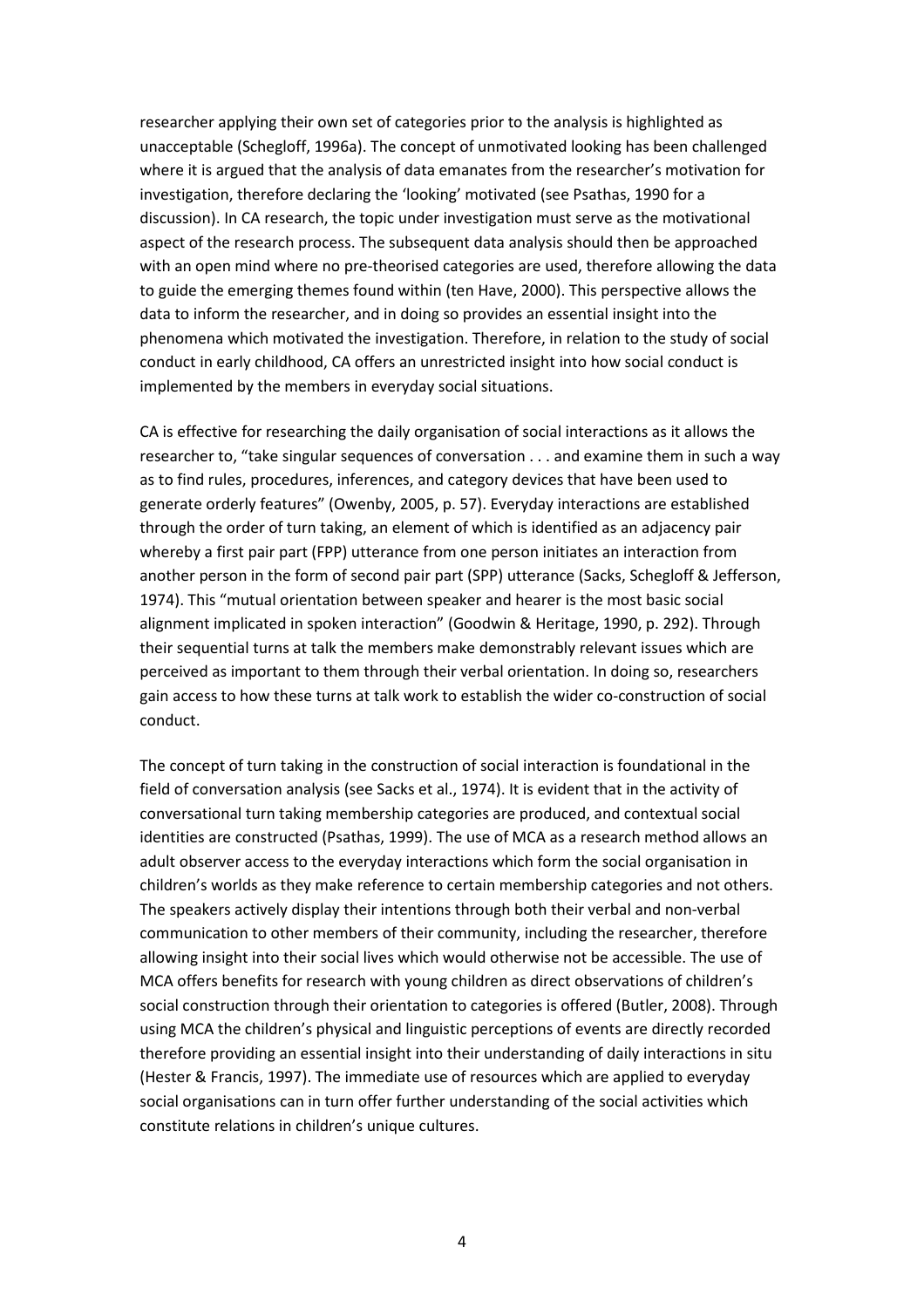researcher applying their own set of categories prior to the analysis is highlighted as unacceptable (Schegloff, 1996a). The concept of unmotivated looking has been challenged where it is argued that the analysis of data emanates from the researcher's motivation for investigation, therefore declaring the 'looking' motivated (see Psathas, 1990 for a discussion). In CA research, the topic under investigation must serve as the motivational aspect of the research process. The subsequent data analysis should then be approached with an open mind where no pre-theorised categories are used, therefore allowing the data to guide the emerging themes found within (ten Have, 2000). This perspective allows the data to inform the researcher, and in doing so provides an essential insight into the phenomena which motivated the investigation. Therefore, in relation to the study of social conduct in early childhood, CA offers an unrestricted insight into how social conduct is implemented by the members in everyday social situations.

CA is effective for researching the daily organisation of social interactions as it allows the researcher to, "take singular sequences of conversation . . . and examine them in such a way as to find rules, procedures, inferences, and category devices that have been used to generate orderly features" (Owenby, 2005, p. 57). Everyday interactions are established through the order of turn taking, an element of which is identified as an adjacency pair whereby a first pair part (FPP) utterance from one person initiates an interaction from another person in the form of second pair part (SPP) utterance (Sacks, Schegloff & Jefferson, 1974). This "mutual orientation between speaker and hearer is the most basic social alignment implicated in spoken interaction" (Goodwin & Heritage, 1990, p. 292). Through their sequential turns at talk the members make demonstrably relevant issues which are perceived as important to them through their verbal orientation. In doing so, researchers gain access to how these turns at talk work to establish the wider co-construction of social conduct.

The concept of turn taking in the construction of social interaction is foundational in the field of conversation analysis (see Sacks et al., 1974). It is evident that in the activity of conversational turn taking membership categories are produced, and contextual social identities are constructed (Psathas, 1999). The use of MCA as a research method allows an adult observer access to the everyday interactions which form the social organisation in children's worlds as they make reference to certain membership categories and not others. The speakers actively display their intentions through both their verbal and non-verbal communication to other members of their community, including the researcher, therefore allowing insight into their social lives which would otherwise not be accessible. The use of MCA offers benefits for research with young children as direct observations of children's social construction through their orientation to categories is offered (Butler, 2008). Through using MCA the children's physical and linguistic perceptions of events are directly recorded therefore providing an essential insight into their understanding of daily interactions in situ (Hester & Francis, 1997). The immediate use of resources which are applied to everyday social organisations can in turn offer further understanding of the social activities which constitute relations in children's unique cultures.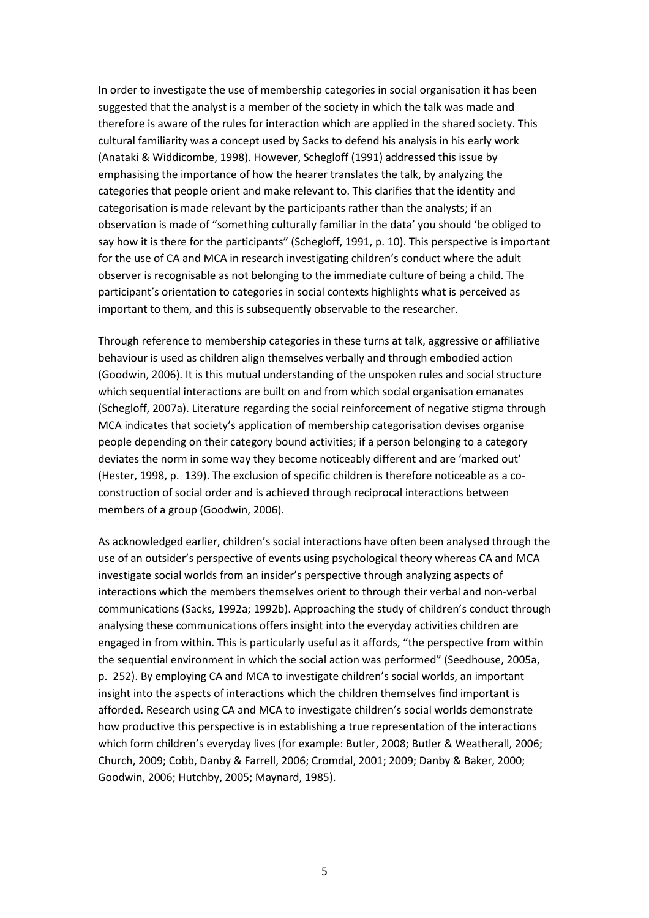In order to investigate the use of membership categories in social organisation it has been suggested that the analyst is a member of the society in which the talk was made and therefore is aware of the rules for interaction which are applied in the shared society. This cultural familiarity was a concept used by Sacks to defend his analysis in his early work (Anataki & Widdicombe, 1998). However, Schegloff (1991) addressed this issue by emphasising the importance of how the hearer translates the talk, by analyzing the categories that people orient and make relevant to. This clarifies that the identity and categorisation is made relevant by the participants rather than the analysts; if an observation is made of "something culturally familiar in the data' you should 'be obliged to say how it is there for the participants" (Schegloff, 1991, p. 10). This perspective is important for the use of CA and MCA in research investigating children's conduct where the adult observer is recognisable as not belonging to the immediate culture of being a child. The participant's orientation to categories in social contexts highlights what is perceived as important to them, and this is subsequently observable to the researcher.

Through reference to membership categories in these turns at talk, aggressive or affiliative behaviour is used as children align themselves verbally and through embodied action (Goodwin, 2006). It is this mutual understanding of the unspoken rules and social structure which sequential interactions are built on and from which social organisation emanates (Schegloff, 2007a). Literature regarding the social reinforcement of negative stigma through MCA indicates that society's application of membership categorisation devises organise people depending on their category bound activities; if a person belonging to a category deviates the norm in some way they become noticeably different and are 'marked out' (Hester, 1998, p. 139). The exclusion of specific children is therefore noticeable as a co-construction of social order and is achieved through reciprocal interactions between members of a group (Goodwin, 2006).

As acknowledged earlier, children's social interactions have often been analysed through the use of an outsider's perspective of events using psychological theory whereas CA and MCA investigate social worlds from an insider's perspective through analyzing aspects of interactions which the members themselves orient to through their verbal and non-verbal communications (Sacks, 1992a; 1992b). Approaching the study of children's conduct through analysing these communications offers insight into the everyday activities children are engaged in from within. This is particularly useful as it affords, "the perspective from within the sequential environment in which the social action was performed" (Seedhouse, 2005a, p. 252). By employing CA and MCA to investigate children's social worlds, an important insight into the aspects of interactions which the children themselves find important is afforded. Research using CA and MCA to investigate children's social worlds demonstrate how productive this perspective is in establishing a true representation of the interactions which form children's everyday lives (for example: Butler, 2008; Butler & Weatherall, 2006; Church, 2009; Cobb, Danby & Farrell, 2006; Cromdal, 2001; 2009; Danby & Baker, 2000; Goodwin, 2006; Hutchby, 2005; Maynard, 1985).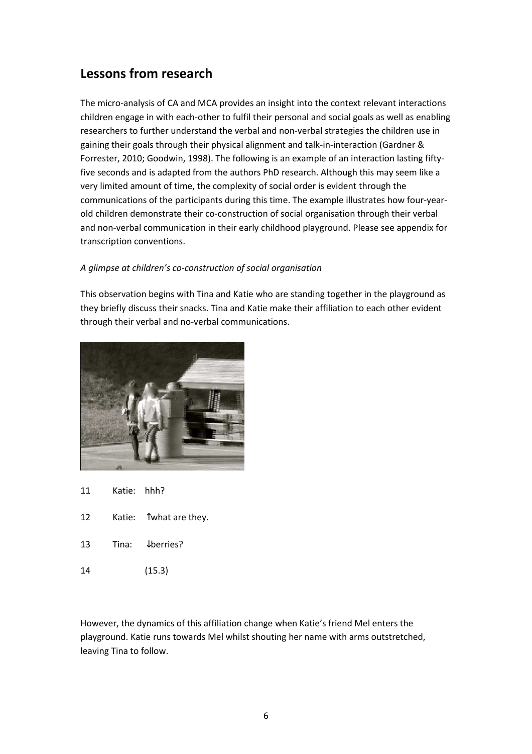## Lessons from research

The micro-analysis of CA and MCA provides an insight into the context relevant interactions children engage in with each-other to fulfil their personal and social goals as well as enabling researchers to further understand the verbal and non-verbal strategies the children use in gaining their goals through their physical alignment and talk-in-interaction (Gardner & Forrester, 2010; Goodwin, 1998). The following is an example of an interaction lasting fifty-five seconds and is adapted from the authors PhD research. Although this may seem like a very limited amount of time, the complexity of social order is evident through the communications of the participants during this time. The example illustrates how four-year-old children demonstrate their co-construction of social organisation through their verbal and non-verbal communication in their early childhood playground. Please see appendix for transcription conventions.

*A glimpse at children's co-construction of social organisation*

This observation begins with Tina and Katie who are standing together in the playground as they briefly discuss their snacks. Tina and Katie make their affiliation to each other evident through their verbal and no-verbal communications.

11 Katie: hhh?

12 Katie: ↑what are they.

13 Tina: ↓berries?

14 (15.3)

However, the dynamics of this affiliation change when Katie's friend Mel enters the playground. Katie runs towards Mel whilst shouting her name with arms outstretched, leaving Tina to follow.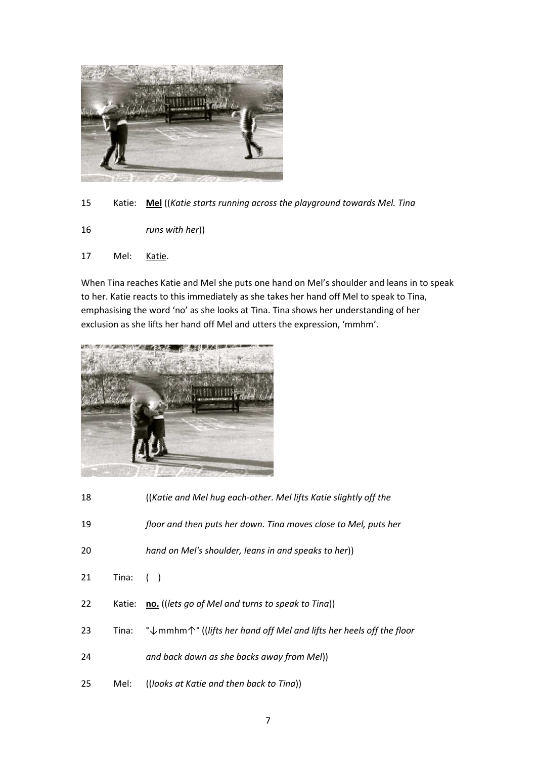15 Katie: <u>**Mel**</u> ((*Katie starts running across the playground towards Mel. Tina*

16 *runs with her*))

17 Mel: <u>Katie</u>.

When Tina reaches Katie and Mel she puts one hand on Mel's shoulder and leans in to speak to her. Katie reacts to this immediately as she takes her hand off Mel to speak to Tina, emphasising the word 'no' as she looks at Tina. Tina shows her understanding of her exclusion as she lifts her hand off Mel and utters the expression, 'mmhm'.

18 ((*Katie and Mel hug each-other. Mel lifts Katie slightly off the*

19 *floor and then puts her down. Tina moves close to Mel, puts her*

20 *hand on Mel's shoulder, leans in and speaks to her*))

21 Tina: ( )

22 Katie: <u>**no.**</u> ((*lets go of Mel and turns to speak to Tina*))

23 Tina: °↓mmhm↑° ((*lifts her hand off Mel and lifts her heels off the floor*

24 *and back down as she backs away from Mel*))

25 Mel: ((*looks at Katie and then back to Tina*))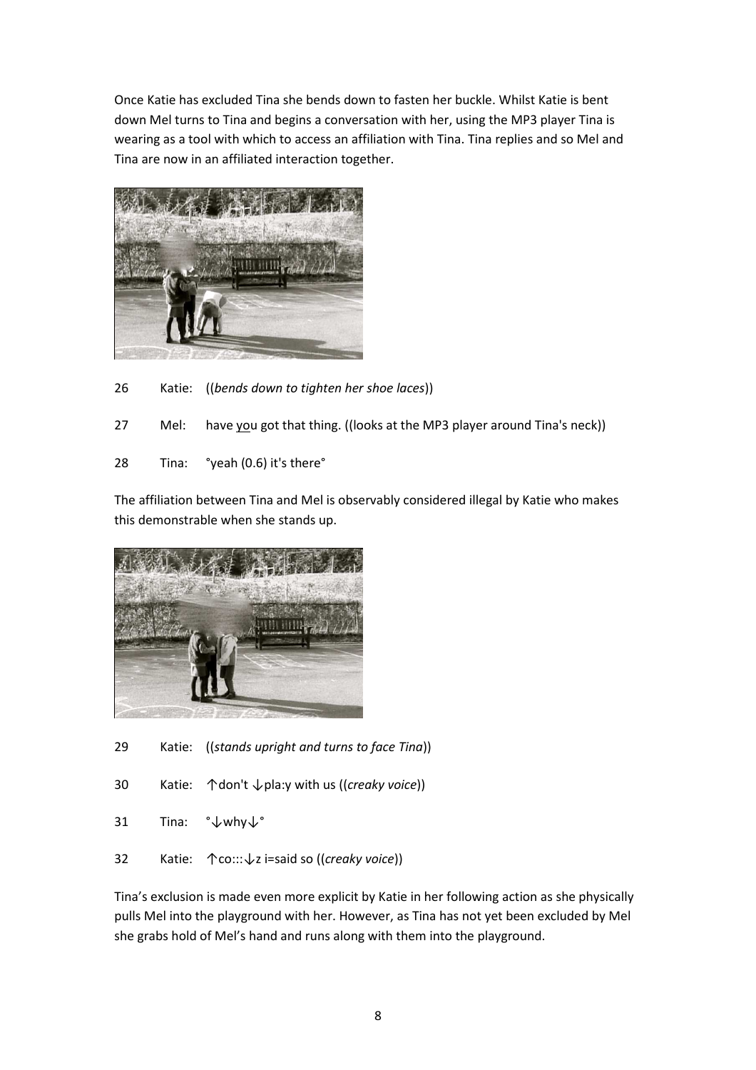Once Katie has excluded Tina she bends down to fasten her buckle. Whilst Katie is bent down Mel turns to Tina and begins a conversation with her, using the MP3 player Tina is wearing as a tool with which to access an affiliation with Tina. Tina replies and so Mel and Tina are now in an affiliated interaction together.

26 Katie: ((*bends down to tighten her shoe laces*))

27 Mel: have <u>you</u> got that thing. ((looks at the MP3 player around Tina's neck))

28 Tina: °yeah (0.6) it's there°

The affiliation between Tina and Mel is observably considered illegal by Katie who makes this demonstrable when she stands up.

29 Katie: ((*stands upright and turns to face Tina*))

30 Katie: ↑don't ↓pla:y with us ((*creaky voice*))

31 Tina: °↓why↓°

32 Katie: ↑co:::↓z i=said so ((*creaky voice*))

Tina's exclusion is made even more explicit by Katie in her following action as she physically pulls Mel into the playground with her. However, as Tina has not yet been excluded by Mel she grabs hold of Mel's hand and runs along with them into the playground.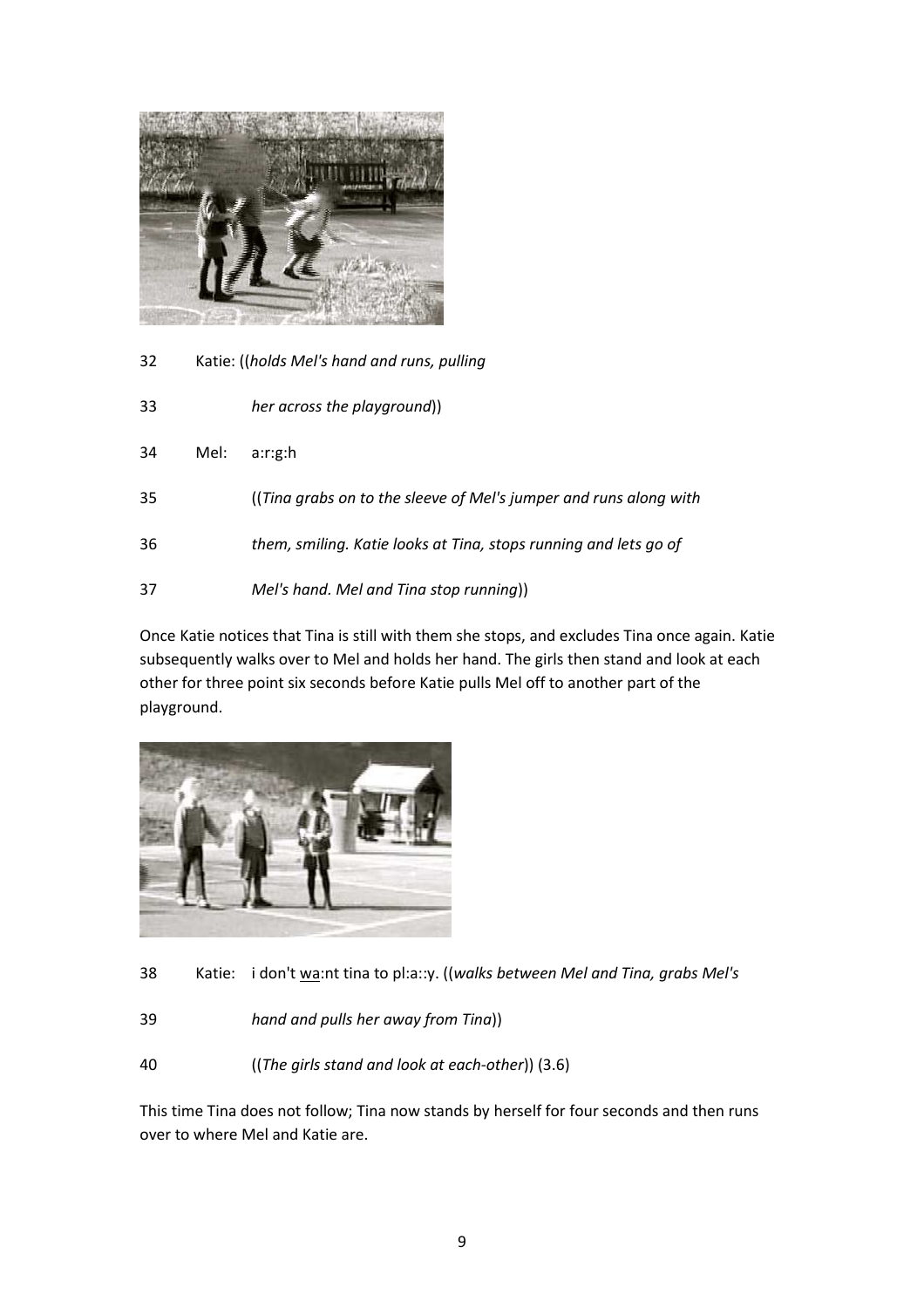32 Katie: ((*holds Mel's hand and runs, pulling*

33 *her across the playground*))

34 Mel: a:r:g:h

35 ((*Tina grabs on to the sleeve of Mel's jumper and runs along with*

36 *them, smiling. Katie looks at Tina, stops running and lets go of*

37 *Mel's hand. Mel and Tina stop running*))

Once Katie notices that Tina is still with them she stops, and excludes Tina once again. Katie subsequently walks over to Mel and holds her hand. The girls then stand and look at each other for three point six seconds before Katie pulls Mel off to another part of the playground.

38 Katie: i don't <u>wa</u>:nt tina to pl:a::y. ((*walks between Mel and Tina, grabs Mel's*

39 *hand and pulls her away from Tina*))

40 ((*The girls stand and look at each-other*)) (3.6)

This time Tina does not follow; Tina now stands by herself for four seconds and then runs over to where Mel and Katie are.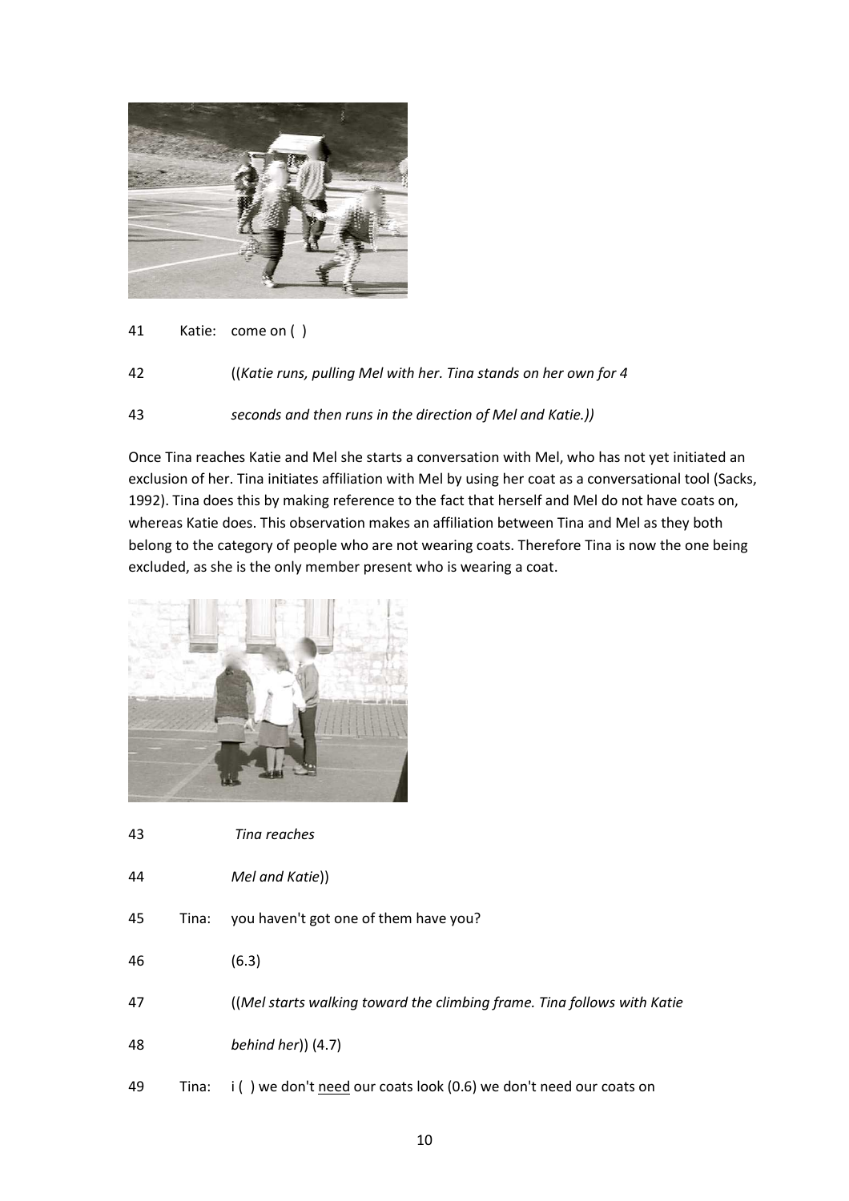41  Katie: come on ( )

42  ((*Katie runs, pulling Mel with her. Tina stands on her own for 4*

43  *seconds and then runs in the direction of Mel and Katie.))*

Once Tina reaches Katie and Mel she starts a conversation with Mel, who has not yet initiated an exclusion of her. Tina initiates affiliation with Mel by using her coat as a conversational tool (Sacks, 1992). Tina does this by making reference to the fact that herself and Mel do not have coats on, whereas Katie does. This observation makes an affiliation between Tina and Mel as they both belong to the category of people who are not wearing coats. Therefore Tina is now the one being excluded, as she is the only member present who is wearing a coat.

43  *Tina reaches*

44  *Mel and Katie*))

45  Tina: you haven't got one of them have you?

46  (6.3)

47  ((*Mel starts walking toward the climbing frame. Tina follows with Katie*

48  *behind her*)) (4.7)

49  Tina: i ( ) we don't <u>need</u> our coats look (0.6) we don't need our coats on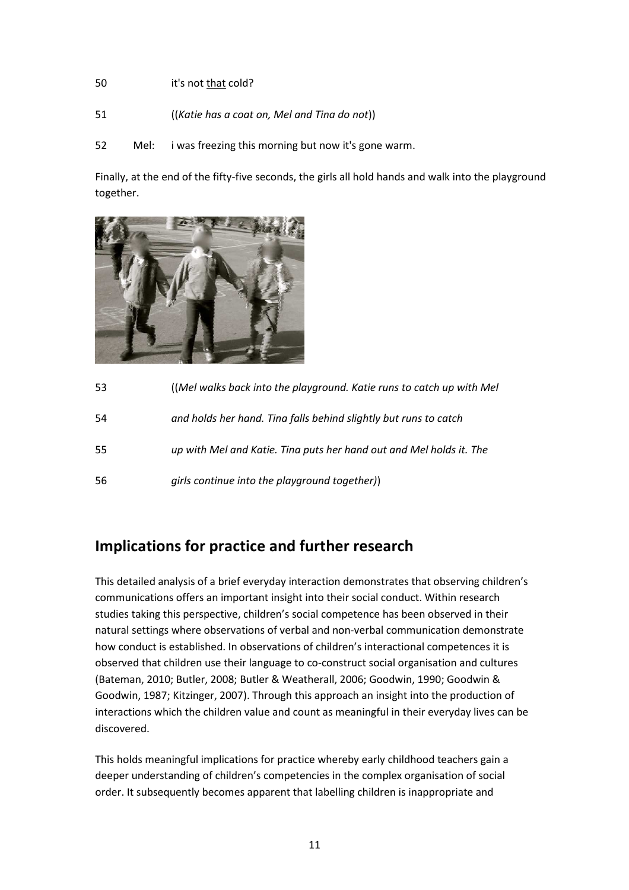50 it's not <u>that</u> cold?

51 ((*Katie has a coat on, Mel and Tina do not*))

52 Mel: i was freezing this morning but now it's gone warm.

Finally, at the end of the fifty-five seconds, the girls all hold hands and walk into the playground together.

53 ((*Mel walks back into the playground. Katie runs to catch up with Mel*

54 *and holds her hand. Tina falls behind slightly but runs to catch*

55 *up with Mel and Katie. Tina puts her hand out and Mel holds it. The*

56 *girls continue into the playground together)*)

## Implications for practice and further research

This detailed analysis of a brief everyday interaction demonstrates that observing children's communications offers an important insight into their social conduct. Within research studies taking this perspective, children's social competence has been observed in their natural settings where observations of verbal and non-verbal communication demonstrate how conduct is established. In observations of children's interactional competences it is observed that children use their language to co-construct social organisation and cultures (Bateman, 2010; Butler, 2008; Butler & Weatherall, 2006; Goodwin, 1990; Goodwin & Goodwin, 1987; Kitzinger, 2007). Through this approach an insight into the production of interactions which the children value and count as meaningful in their everyday lives can be discovered.

This holds meaningful implications for practice whereby early childhood teachers gain a deeper understanding of children's competencies in the complex organisation of social order. It subsequently becomes apparent that labelling children is inappropriate and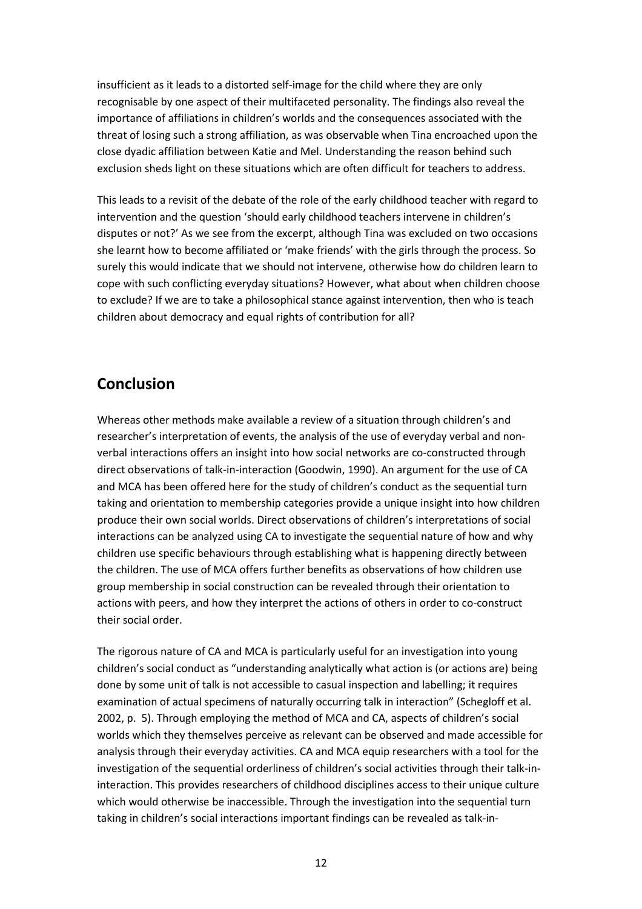insufficient as it leads to a distorted self-image for the child where they are only recognisable by one aspect of their multifaceted personality. The findings also reveal the importance of affiliations in children's worlds and the consequences associated with the threat of losing such a strong affiliation, as was observable when Tina encroached upon the close dyadic affiliation between Katie and Mel. Understanding the reason behind such exclusion sheds light on these situations which are often difficult for teachers to address.

This leads to a revisit of the debate of the role of the early childhood teacher with regard to intervention and the question 'should early childhood teachers intervene in children's disputes or not?' As we see from the excerpt, although Tina was excluded on two occasions she learnt how to become affiliated or 'make friends' with the girls through the process. So surely this would indicate that we should not intervene, otherwise how do children learn to cope with such conflicting everyday situations? However, what about when children choose to exclude? If we are to take a philosophical stance against intervention, then who is teach children about democracy and equal rights of contribution for all?

## Conclusion

Whereas other methods make available a review of a situation through children's and researcher's interpretation of events, the analysis of the use of everyday verbal and non-verbal interactions offers an insight into how social networks are co-constructed through direct observations of talk-in-interaction (Goodwin, 1990). An argument for the use of CA and MCA has been offered here for the study of children's conduct as the sequential turn taking and orientation to membership categories provide a unique insight into how children produce their own social worlds. Direct observations of children's interpretations of social interactions can be analyzed using CA to investigate the sequential nature of how and why children use specific behaviours through establishing what is happening directly between the children. The use of MCA offers further benefits as observations of how children use group membership in social construction can be revealed through their orientation to actions with peers, and how they interpret the actions of others in order to co-construct their social order.

The rigorous nature of CA and MCA is particularly useful for an investigation into young children's social conduct as "understanding analytically what action is (or actions are) being done by some unit of talk is not accessible to casual inspection and labelling; it requires examination of actual specimens of naturally occurring talk in interaction" (Schegloff et al. 2002, p. 5). Through employing the method of MCA and CA, aspects of children's social worlds which they themselves perceive as relevant can be observed and made accessible for analysis through their everyday activities. CA and MCA equip researchers with a tool for the investigation of the sequential orderliness of children's social activities through their talk-in-interaction. This provides researchers of childhood disciplines access to their unique culture which would otherwise be inaccessible. Through the investigation into the sequential turn taking in children's social interactions important findings can be revealed as talk-in-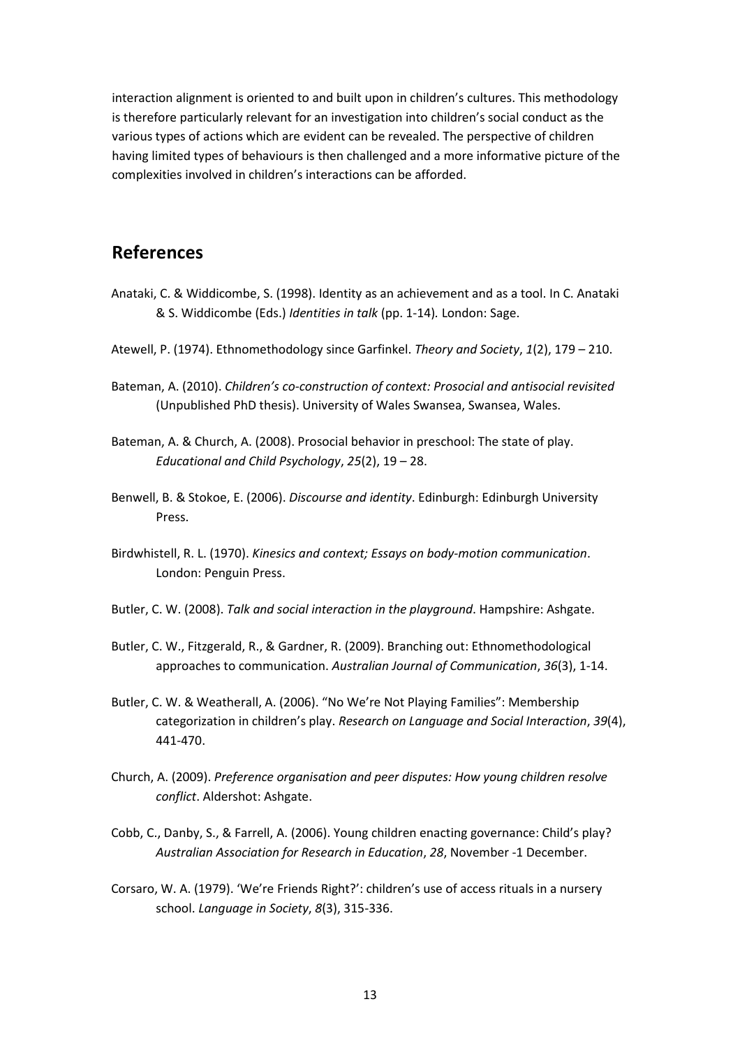interaction alignment is oriented to and built upon in children's cultures. This methodology is therefore particularly relevant for an investigation into children's social conduct as the various types of actions which are evident can be revealed. The perspective of children having limited types of behaviours is then challenged and a more informative picture of the complexities involved in children's interactions can be afforded.

## References

Antaki, C. & Widdicombe, S. (1998). Identity as an achievement and as a tool. In C. Antaki & S. Widdicombe (Eds.) *Identities in talk* (pp. 1-14). London: Sage.

Atewell, P. (1974). Ethnomethodology since Garfinkel. *Theory and Society*, *1*(2), 179 – 210.

Bateman, A. (2010). *Children's co-construction of context: Prosocial and antisocial revisited* (Unpublished PhD thesis). University of Wales Swansea, Swansea, Wales.

Bateman, A. & Church, A. (2008). Prosocial behavior in preschool: The state of play. *Educational and Child Psychology*, *25*(2), 19 – 28.

Benwell, B. & Stokoe, E. (2006). *Discourse and identity*. Edinburgh: Edinburgh University Press.

Birdwhistell, R. L. (1970). *Kinesics and context; Essays on body-motion communication*. London: Penguin Press.

Butler, C. W. (2008). *Talk and social interaction in the playground*. Hampshire: Ashgate.

Butler, C. W., Fitzgerald, R., & Gardner, R. (2009). Branching out: Ethnomethodological approaches to communication. *Australian Journal of Communication*, *36*(3), 1-14.

Butler, C. W. & Weatherall, A. (2006). "No We're Not Playing Families": Membership categorization in children's play. *Research on Language and Social Interaction*, *39*(4), 441-470.

Church, A. (2009). *Preference organisation and peer disputes: How young children resolve conflict*. Aldershot: Ashgate.

Cobb, C., Danby, S., & Farrell, A. (2006). Young children enacting governance: Child's play? *Australian Association for Research in Education*, *28*, November -1 December.

Corsaro, W. A. (1979). 'We're Friends Right?': children's use of access rituals in a nursery school. *Language in Society*, *8*(3), 315-336.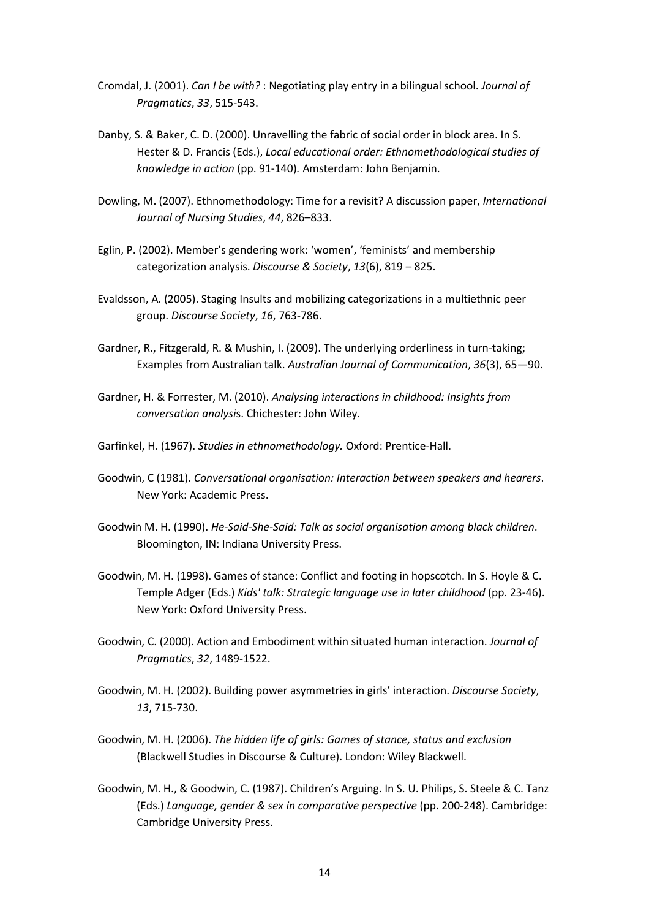Cromdal, J. (2001). *Can I be with?* : Negotiating play entry in a bilingual school. *Journal of Pragmatics*, *33*, 515-543.

Danby, S. & Baker, C. D. (2000). Unravelling the fabric of social order in block area. In S. Hester & D. Francis (Eds.), *Local educational order: Ethnomethodological studies of knowledge in action* (pp. 91-140)*.* Amsterdam: John Benjamin.

Dowling, M. (2007). Ethnomethodology: Time for a revisit? A discussion paper, *International Journal of Nursing Studies*, *44*, 826–833.

Eglin, P. (2002). Member's gendering work: 'women', 'feminists' and membership categorization analysis. *Discourse & Society*, *13*(6), 819 – 825.

Evaldsson, A. (2005). Staging Insults and mobilizing categorizations in a multiethnic peer group. *Discourse Society*, *16*, 763-786.

Gardner, R., Fitzgerald, R. & Mushin, I. (2009). The underlying orderliness in turn-taking; Examples from Australian talk. *Australian Journal of Communication*, *36*(3), 65—90.

Gardner, H. & Forrester, M. (2010). *Analysing interactions in childhood: Insights from conversation analysis*. Chichester: John Wiley.

Garfinkel, H. (1967). *Studies in ethnomethodology.* Oxford: Prentice-Hall.

Goodwin, C (1981). *Conversational organisation: Interaction between speakers and hearers*. New York: Academic Press.

Goodwin M. H. (1990). *He-Said-She-Said: Talk as social organisation among black children*. Bloomington, IN: Indiana University Press.

Goodwin, M. H. (1998). Games of stance: Conflict and footing in hopscotch. In S. Hoyle & C. Temple Adger (Eds.) *Kids' talk: Strategic language use in later childhood* (pp. 23-46). New York: Oxford University Press.

Goodwin, C. (2000). Action and Embodiment within situated human interaction. *Journal of Pragmatics*, *32*, 1489-1522.

Goodwin, M. H. (2002). Building power asymmetries in girls' interaction. *Discourse Society*, *13*, 715-730.

Goodwin, M. H. (2006). *The hidden life of girls: Games of stance, status and exclusion* (Blackwell Studies in Discourse & Culture). London: Wiley Blackwell.

Goodwin, M. H., & Goodwin, C. (1987). Children's Arguing. In S. U. Philips, S. Steele & C. Tanz (Eds.) *Language, gender & sex in comparative perspective* (pp. 200-248). Cambridge: Cambridge University Press.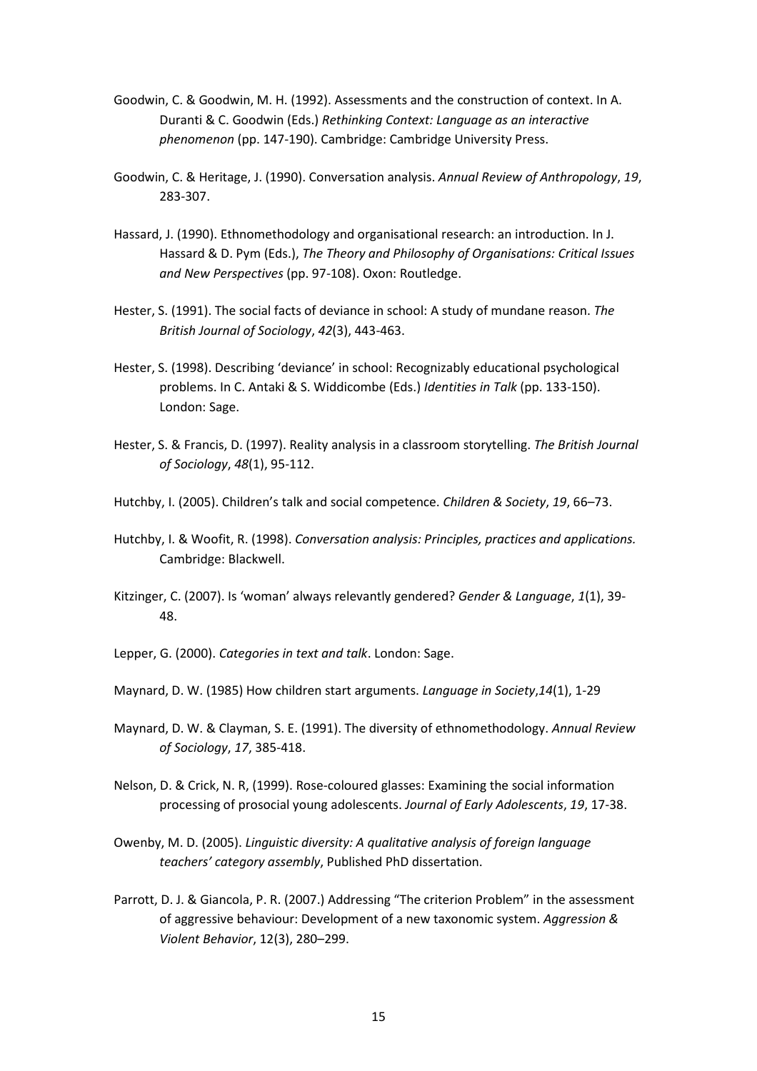Goodwin, C. & Goodwin, M. H. (1992). Assessments and the construction of context. In A. Duranti & C. Goodwin (Eds.) *Rethinking Context: Language as an interactive phenomenon* (pp. 147-190). Cambridge: Cambridge University Press.

Goodwin, C. & Heritage, J. (1990). Conversation analysis. *Annual Review of Anthropology*, *19*, 283-307.

Hassard, J. (1990). Ethnomethodology and organisational research: an introduction. In J. Hassard & D. Pym (Eds.), *The Theory and Philosophy of Organisations: Critical Issues and New Perspectives* (pp. 97-108). Oxon: Routledge.

Hester, S. (1991). The social facts of deviance in school: A study of mundane reason. *The British Journal of Sociology*, *42*(3), 443-463.

Hester, S. (1998). Describing 'deviance' in school: Recognizably educational psychological problems. In C. Antaki & S. Widdicombe (Eds.) *Identities in Talk* (pp. 133-150). London: Sage.

Hester, S. & Francis, D. (1997). Reality analysis in a classroom storytelling. *The British Journal of Sociology*, *48*(1), 95-112.

Hutchby, I. (2005). Children's talk and social competence. *Children & Society*, *19*, 66–73.

Hutchby, I. & Woofit, R. (1998). *Conversation analysis: Principles, practices and applications.* Cambridge: Blackwell.

Kitzinger, C. (2007). Is 'woman' always relevantly gendered? *Gender & Language*, *1*(1), 39-48.

Lepper, G. (2000). *Categories in text and talk*. London: Sage.

Maynard, D. W. (1985) How children start arguments. *Language in Society*,*14*(1), 1-29

Maynard, D. W. & Clayman, S. E. (1991). The diversity of ethnomethodology. *Annual Review of Sociology*, *17*, 385-418.

Nelson, D. & Crick, N. R, (1999). Rose-coloured glasses: Examining the social information processing of prosocial young adolescents. *Journal of Early Adolescents*, *19*, 17-38.

Owenby, M. D. (2005). *Linguistic diversity: A qualitative analysis of foreign language teachers' category assembly*, Published PhD dissertation.

Parrott, D. J. & Giancola, P. R. (2007.) Addressing "The criterion Problem" in the assessment of aggressive behaviour: Development of a new taxonomic system. *Aggression & Violent Behavior*, 12(3), 280–299.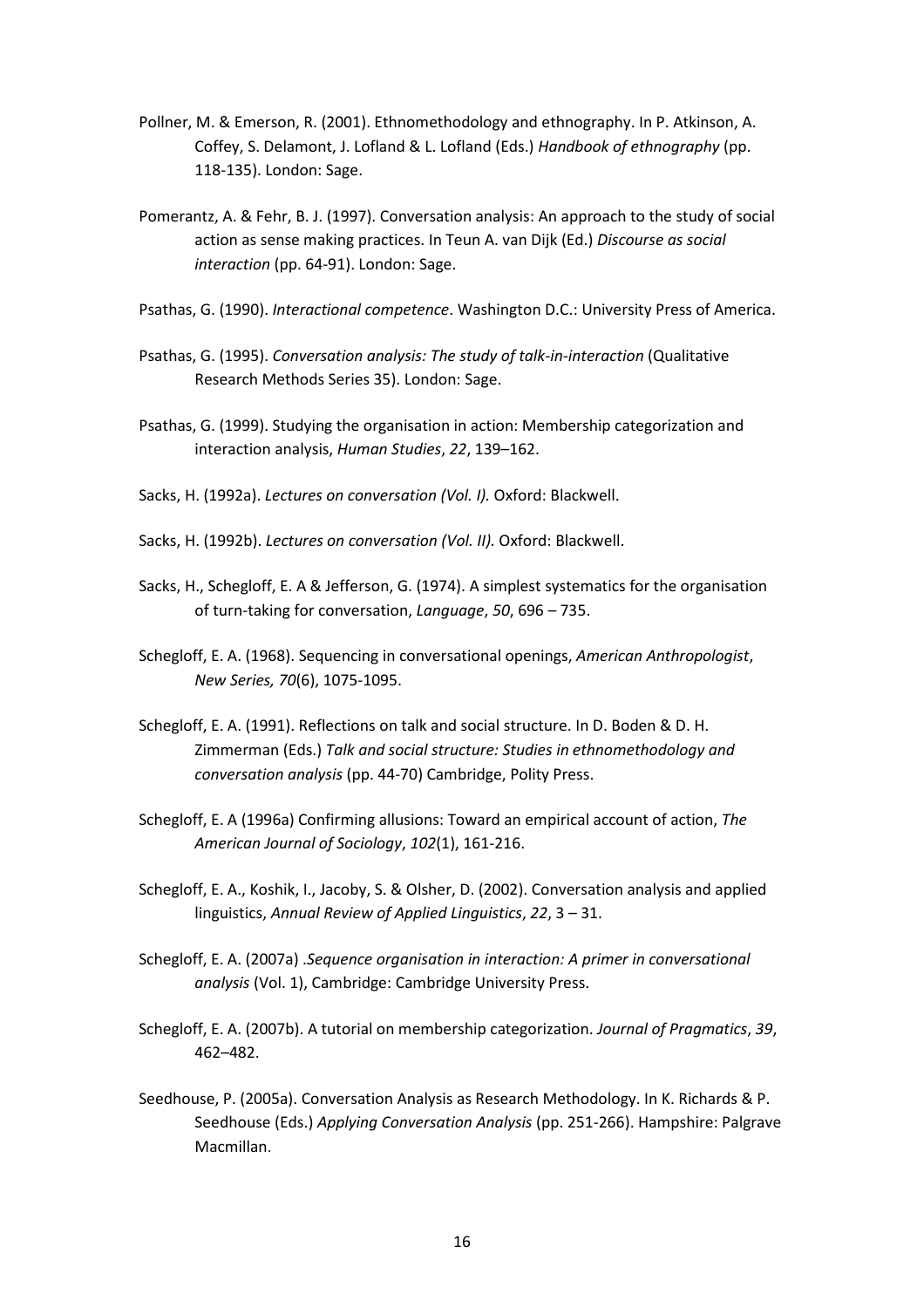Pollner, M. & Emerson, R. (2001). Ethnomethodology and ethnography. In P. Atkinson, A. Coffey, S. Delamont, J. Lofland & L. Lofland (Eds.) *Handbook of ethnography* (pp. 118-135). London: Sage.

Pomerantz, A. & Fehr, B. J. (1997). Conversation analysis: An approach to the study of social action as sense making practices. In Teun A. van Dijk (Ed.) *Discourse as social interaction* (pp. 64-91). London: Sage.

Psathas, G. (1990). *Interactional competence*. Washington D.C.: University Press of America.

Psathas, G. (1995). *Conversation analysis: The study of talk-in-interaction* (Qualitative Research Methods Series 35). London: Sage.

Psathas, G. (1999). Studying the organisation in action: Membership categorization and interaction analysis, *Human Studies*, *22*, 139–162.

Sacks, H. (1992a). *Lectures on conversation (Vol. I).* Oxford: Blackwell.

Sacks, H. (1992b). *Lectures on conversation (Vol. II).* Oxford: Blackwell.

Sacks, H., Schegloff, E. A & Jefferson, G. (1974). A simplest systematics for the organisation of turn-taking for conversation, *Language*, *50*, 696 – 735.

Schegloff, E. A. (1968). Sequencing in conversational openings, *American Anthropologist*, *New Series, 70*(6), 1075-1095.

Schegloff, E. A. (1991). Reflections on talk and social structure. In D. Boden & D. H. Zimmerman (Eds.) *Talk and social structure: Studies in ethnomethodology and conversation analysis* (pp. 44-70) Cambridge, Polity Press.

Schegloff, E. A (1996a) Confirming allusions: Toward an empirical account of action, *The American Journal of Sociology*, *102*(1), 161-216.

Schegloff, E. A., Koshik, I., Jacoby, S. & Olsher, D. (2002). Conversation analysis and applied linguistics, *Annual Review of Applied Linguistics*, *22*, 3 – 31.

Schegloff, E. A. (2007a) .*Sequence organisation in interaction: A primer in conversational analysis* (Vol. 1), Cambridge: Cambridge University Press.

Schegloff, E. A. (2007b). A tutorial on membership categorization. *Journal of Pragmatics*, *39*, 462–482.

Seedhouse, P. (2005a). Conversation Analysis as Research Methodology. In K. Richards & P. Seedhouse (Eds.) *Applying Conversation Analysis* (pp. 251-266). Hampshire: Palgrave Macmillan.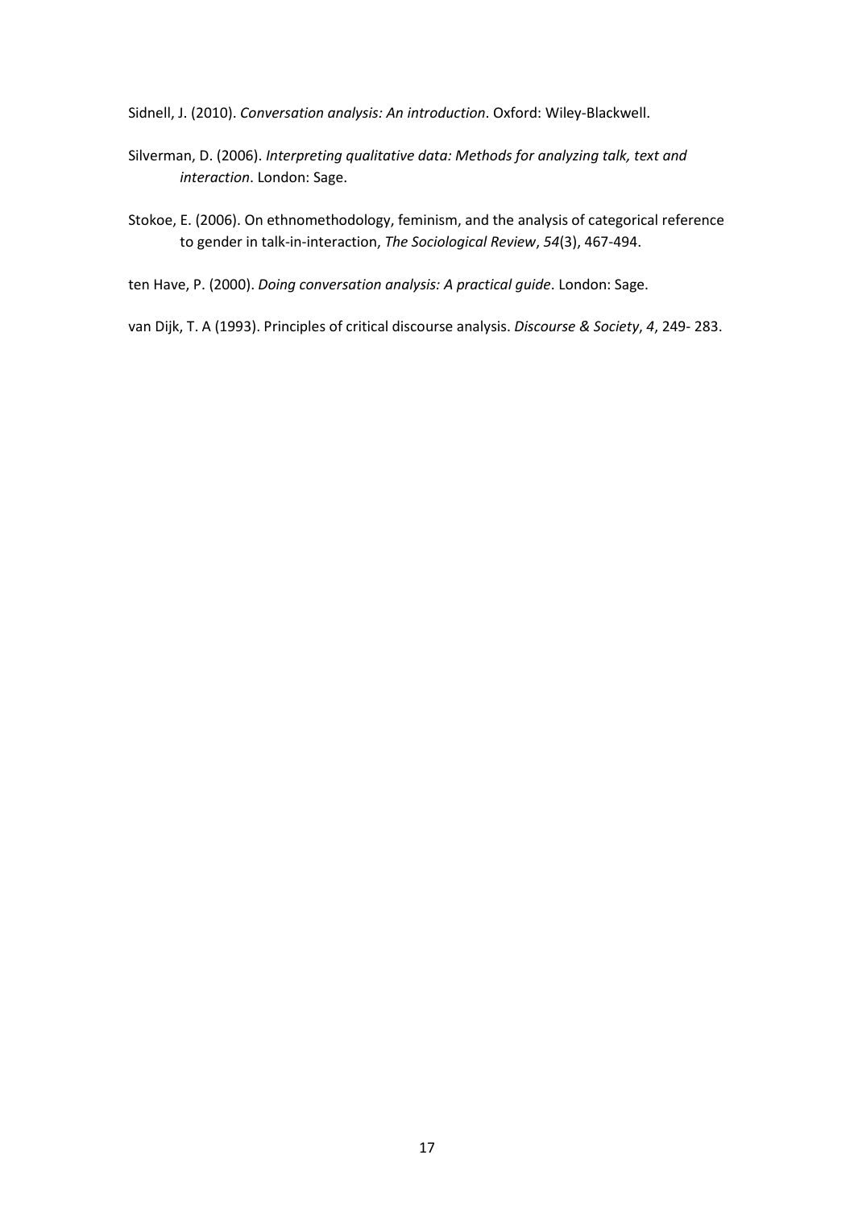Sidnell, J. (2010). *Conversation analysis: An introduction*. Oxford: Wiley-Blackwell.

Silverman, D. (2006). *Interpreting qualitative data: Methods for analyzing talk, text and interaction*. London: Sage.

Stokoe, E. (2006). On ethnomethodology, feminism, and the analysis of categorical reference to gender in talk-in-interaction, *The Sociological Review*, *54*(3), 467-494.

ten Have, P. (2000). *Doing conversation analysis: A practical guide*. London: Sage.

van Dijk, T. A (1993). Principles of critical discourse analysis. *Discourse & Society*, *4*, 249- 283.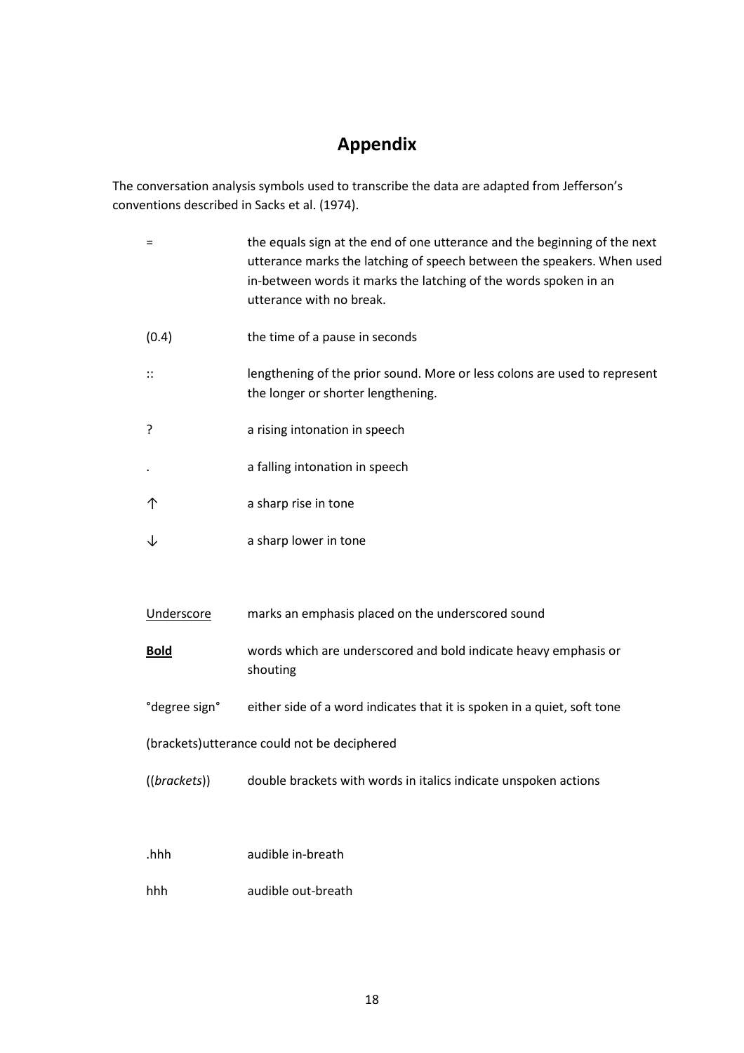# Appendix

The conversation analysis symbols used to transcribe the data are adapted from Jefferson's conventions described in Sacks et al. (1974).

| | |
|---|---|
| = | the equals sign at the end of one utterance and the beginning of the next utterance marks the latching of speech between the speakers. When used in-between words it marks the latching of the words spoken in an utterance with no break. |
| (0.4) | the time of a pause in seconds |
| :: | lengthening of the prior sound. More or less colons are used to represent the longer or shorter lengthening. |
| ? | a rising intonation in speech |
| . | a falling intonation in speech |
| ↑ | a sharp rise in tone |
| ↓ | a sharp lower in tone |
| <u>Underscore</u> | marks an emphasis placed on the underscored sound |
| <u>**Bold**</u> | words which are underscored and bold indicate heavy emphasis or shouting |
| °degree sign° | either side of a word indicates that it is spoken in a quiet, soft tone |
| (brackets) | utterance could not be deciphered |
| ((*brackets*)) | double brackets with words in italics indicate unspoken actions |
| .hhh | audible in-breath |
| hhh | audible out-breath |